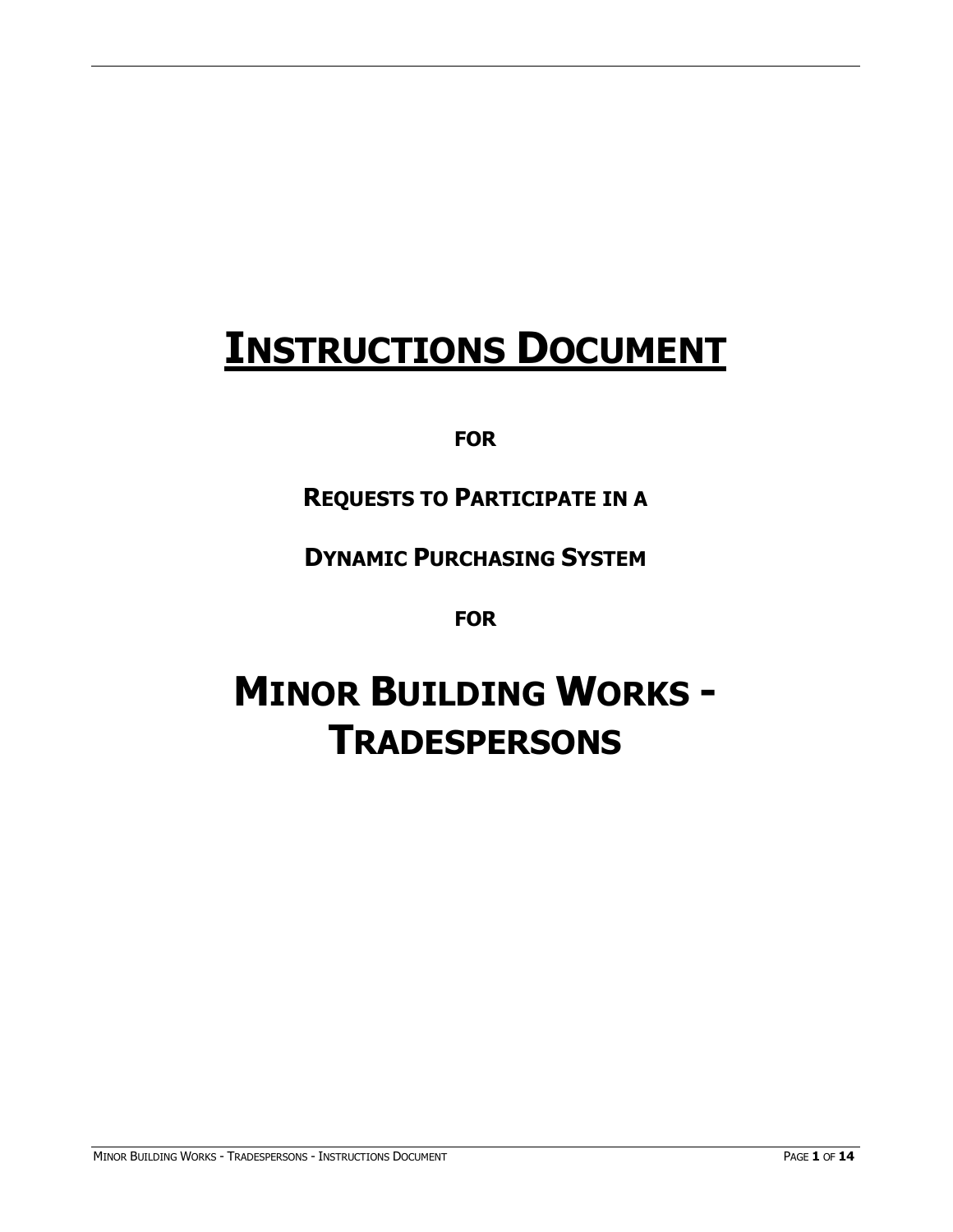# INSTRUCTIONS DOCUMENT

**FOR**

**REQUESTS TO PARTICIPATE IN A**

**DYNAMIC PURCHASING SYSTEM**

**FOR**

# MINOR BUILDING WORKS - TRADESPERSONS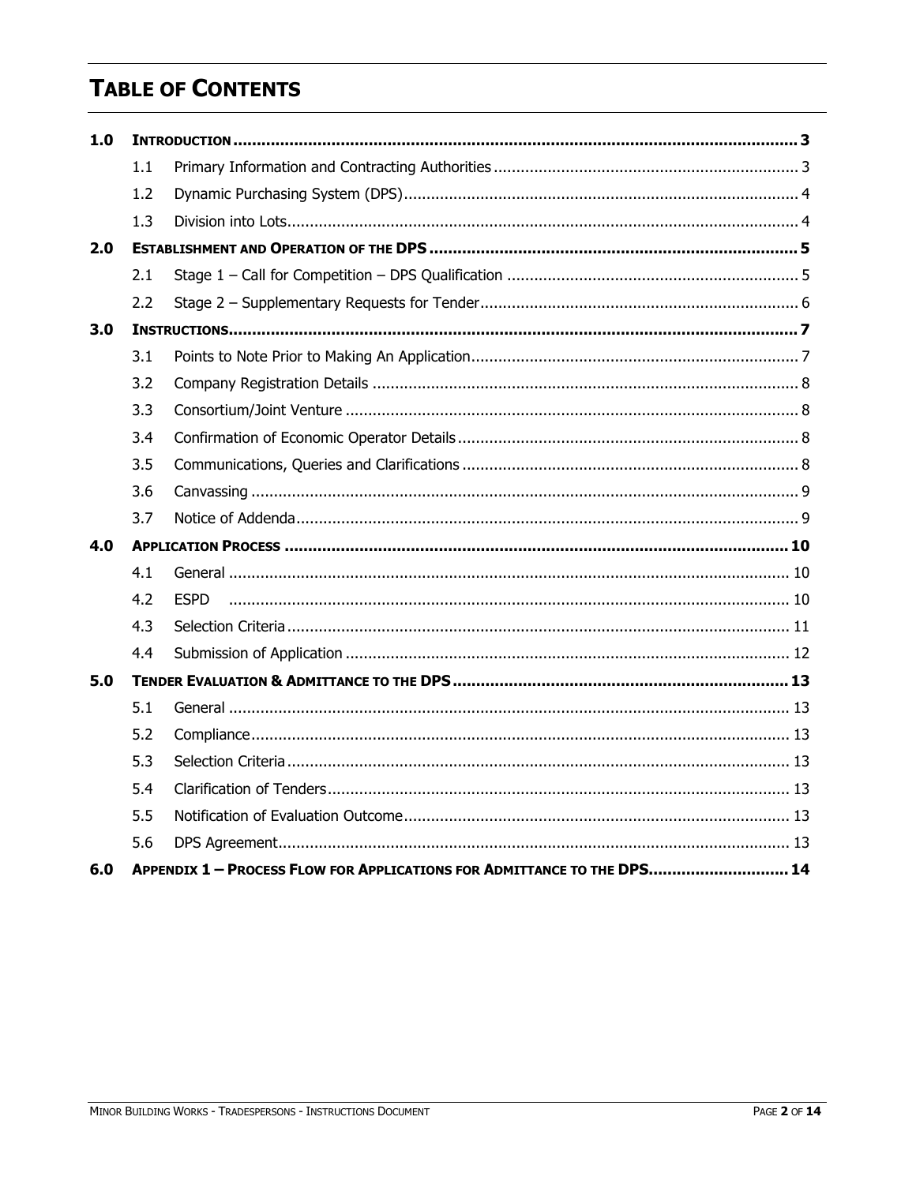# TABLE OF CONTENTS

| | | | |
|---|---|---|---|
| **1.0** | **INTRODUCTION** | | **3** |
| | 1.1 | Primary Information and Contracting Authorities | 3 |
| | 1.2 | Dynamic Purchasing System (DPS) | 4 |
| | 1.3 | Division into Lots | 4 |
| **2.0** | **ESTABLISHMENT AND OPERATION OF THE DPS** | | **5** |
| | 2.1 | Stage 1 – Call for Competition – DPS Qualification | 5 |
| | 2.2 | Stage 2 – Supplementary Requests for Tender | 6 |
| **3.0** | **INSTRUCTIONS** | | **7** |
| | 3.1 | Points to Note Prior to Making An Application | 7 |
| | 3.2 | Company Registration Details | 8 |
| | 3.3 | Consortium/Joint Venture | 8 |
| | 3.4 | Confirmation of Economic Operator Details | 8 |
| | 3.5 | Communications, Queries and Clarifications | 8 |
| | 3.6 | Canvassing | 9 |
| | 3.7 | Notice of Addenda | 9 |
| **4.0** | **APPLICATION PROCESS** | | **10** |
| | 4.1 | General | 10 |
| | 4.2 | ESPD | 10 |
| | 4.3 | Selection Criteria | 11 |
| | 4.4 | Submission of Application | 12 |
| **5.0** | **TENDER EVALUATION & ADMITTANCE TO THE DPS** | | **13** |
| | 5.1 | General | 13 |
| | 5.2 | Compliance | 13 |
| | 5.3 | Selection Criteria | 13 |
| | 5.4 | Clarification of Tenders | 13 |
| | 5.5 | Notification of Evaluation Outcome | 13 |
| | 5.6 | DPS Agreement | 13 |
| **6.0** | **APPENDIX 1 – PROCESS FLOW FOR APPLICATIONS FOR ADMITTANCE TO THE DPS** | | **14** |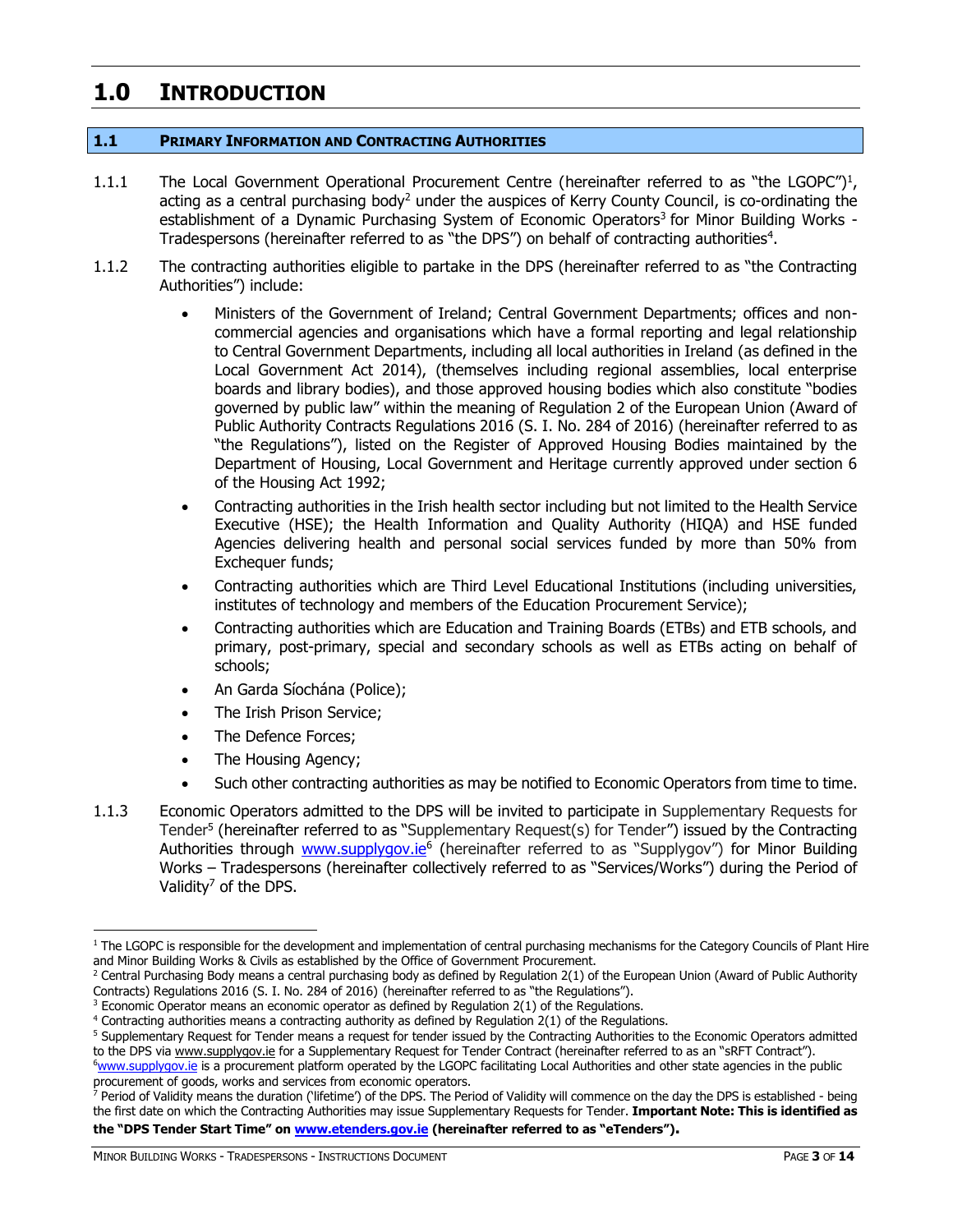# 1.0 INTRODUCTION

## 1.1 PRIMARY INFORMATION AND CONTRACTING AUTHORITIES

1.1.1 The Local Government Operational Procurement Centre (hereinafter referred to as "the LGOPC")[1], acting as a central purchasing body[2] under the auspices of Kerry County Council, is co-ordinating the establishment of a Dynamic Purchasing System of Economic Operators[3] for Minor Building Works - Tradespersons (hereinafter referred to as "the DPS") on behalf of contracting authorities[4].

1.1.2 The contracting authorities eligible to partake in the DPS (hereinafter referred to as "the Contracting Authorities") include:

- Ministers of the Government of Ireland; Central Government Departments; offices and non-commercial agencies and organisations which have a formal reporting and legal relationship to Central Government Departments, including all local authorities in Ireland (as defined in the Local Government Act 2014), (themselves including regional assemblies, local enterprise boards and library bodies), and those approved housing bodies which also constitute "bodies governed by public law" within the meaning of Regulation 2 of the European Union (Award of Public Authority Contracts Regulations 2016 (S. I. No. 284 of 2016) (hereinafter referred to as "the Regulations"), listed on the Register of Approved Housing Bodies maintained by the Department of Housing, Local Government and Heritage currently approved under section 6 of the Housing Act 1992;
- Contracting authorities in the Irish health sector including but not limited to the Health Service Executive (HSE); the Health Information and Quality Authority (HIQA) and HSE funded Agencies delivering health and personal social services funded by more than 50% from Exchequer funds;
- Contracting authorities which are Third Level Educational Institutions (including universities, institutes of technology and members of the Education Procurement Service);
- Contracting authorities which are Education and Training Boards (ETBs) and ETB schools, and primary, post-primary, special and secondary schools as well as ETBs acting on behalf of schools;
- An Garda Síochána (Police);
- The Irish Prison Service;
- The Defence Forces;
- The Housing Agency;
- Such other contracting authorities as may be notified to Economic Operators from time to time.

1.1.3 Economic Operators admitted to the DPS will be invited to participate in Supplementary Requests for Tender[5] (hereinafter referred to as "Supplementary Request(s) for Tender") issued by the Contracting Authorities through www.supplygov.ie[6] (hereinafter referred to as "Supplygov") for Minor Building Works – Tradespersons (hereinafter collectively referred to as "Services/Works") during the Period of Validity[7] of the DPS.

---

[1] The LGOPC is responsible for the development and implementation of central purchasing mechanisms for the Category Councils of Plant Hire and Minor Building Works & Civils as established by the Office of Government Procurement.

[2] Central Purchasing Body means a central purchasing body as defined by Regulation 2(1) of the European Union (Award of Public Authority Contracts) Regulations 2016 (S. I. No. 284 of 2016) (hereinafter referred to as "the Regulations").

[3] Economic Operator means an economic operator as defined by Regulation 2(1) of the Regulations.

[4] Contracting authorities means a contracting authority as defined by Regulation 2(1) of the Regulations.

[5] Supplementary Request for Tender means a request for tender issued by the Contracting Authorities to the Economic Operators admitted to the DPS via www.supplygov.ie for a Supplementary Request for Tender Contract (hereinafter referred to as an "sRFT Contract").

[6] www.supplygov.ie is a procurement platform operated by the LGOPC facilitating Local Authorities and other state agencies in the public procurement of goods, works and services from economic operators.

[7] Period of Validity means the duration ('lifetime') of the DPS. The Period of Validity will commence on the day the DPS is established - being the first date on which the Contracting Authorities may issue Supplementary Requests for Tender. **Important Note: This is identified as the "DPS Tender Start Time" on www.etenders.gov.ie (hereinafter referred to as "eTenders").**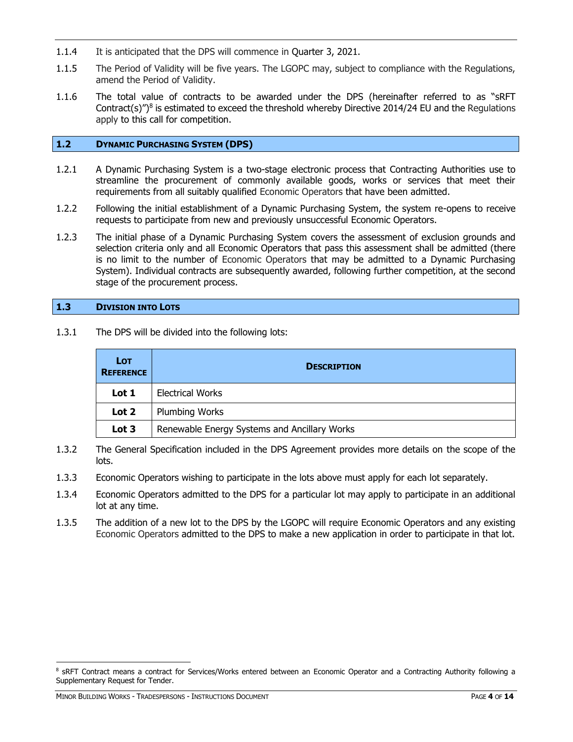1.1.4 It is anticipated that the DPS will commence in Quarter 3, 2021.

1.1.5 The Period of Validity will be five years. The LGOPC may, subject to compliance with the Regulations, amend the Period of Validity.

1.1.6 The total value of contracts to be awarded under the DPS (hereinafter referred to as "sRFT Contract(s)")[8] is estimated to exceed the threshold whereby Directive 2014/24 EU and the Regulations apply to this call for competition.

## 1.2 Dynamic Purchasing System (DPS)

1.2.1 A Dynamic Purchasing System is a two-stage electronic process that Contracting Authorities use to streamline the procurement of commonly available goods, works or services that meet their requirements from all suitably qualified Economic Operators that have been admitted.

1.2.2 Following the initial establishment of a Dynamic Purchasing System, the system re-opens to receive requests to participate from new and previously unsuccessful Economic Operators.

1.2.3 The initial phase of a Dynamic Purchasing System covers the assessment of exclusion grounds and selection criteria only and all Economic Operators that pass this assessment shall be admitted (there is no limit to the number of Economic Operators that may be admitted to a Dynamic Purchasing System). Individual contracts are subsequently awarded, following further competition, at the second stage of the procurement process.

## 1.3 Division into Lots

1.3.1 The DPS will be divided into the following lots:

| Lot Reference | Description |
|---|---|
| **Lot 1** | Electrical Works |
| **Lot 2** | Plumbing Works |
| **Lot 3** | Renewable Energy Systems and Ancillary Works |

1.3.2 The General Specification included in the DPS Agreement provides more details on the scope of the lots.

1.3.3 Economic Operators wishing to participate in the lots above must apply for each lot separately.

1.3.4 Economic Operators admitted to the DPS for a particular lot may apply to participate in an additional lot at any time.

1.3.5 The addition of a new lot to the DPS by the LGOPC will require Economic Operators and any existing Economic Operators admitted to the DPS to make a new application in order to participate in that lot.

---

[8] sRFT Contract means a contract for Services/Works entered between an Economic Operator and a Contracting Authority following a Supplementary Request for Tender.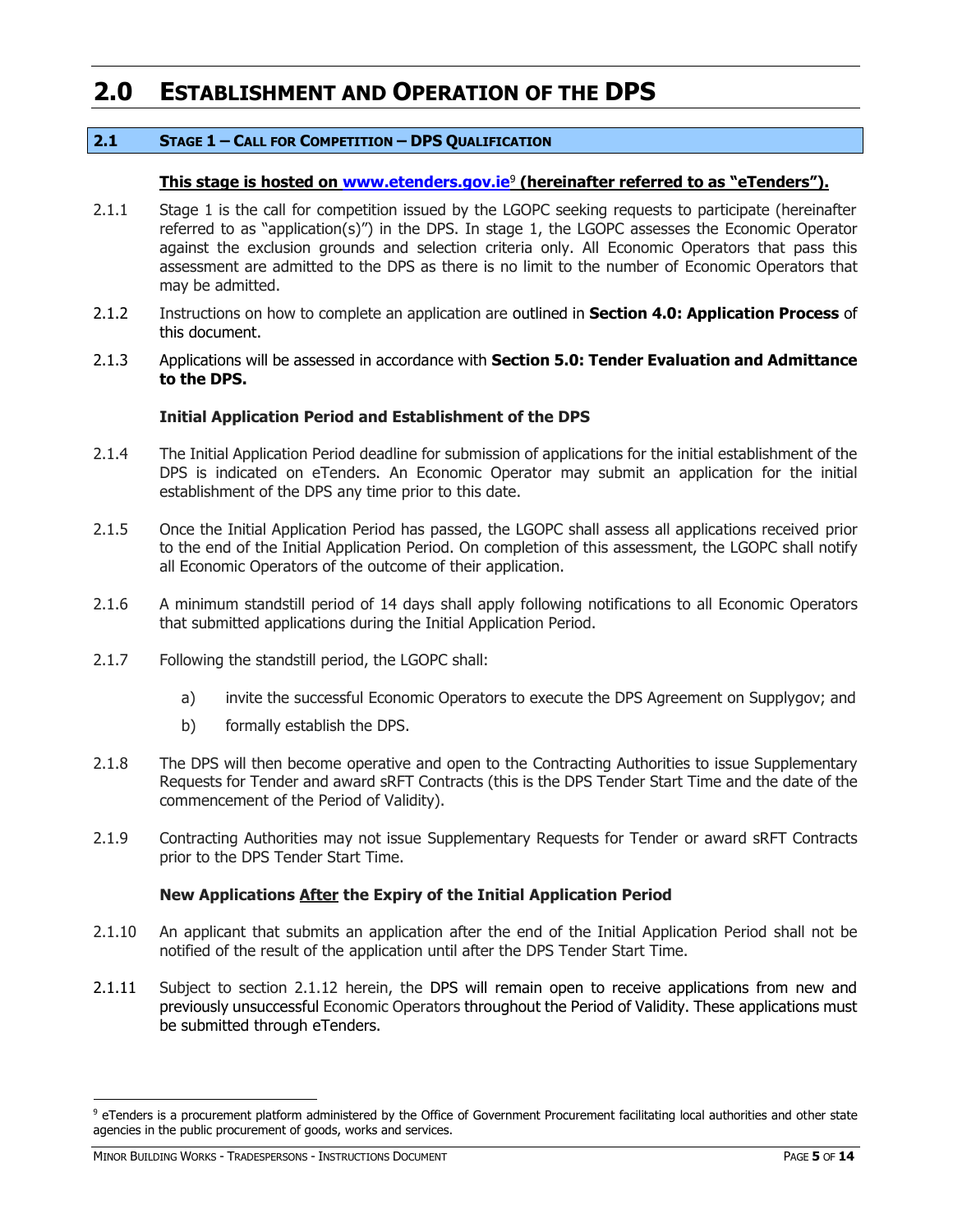# 2.0 ESTABLISHMENT AND OPERATION OF THE DPS

## 2.1 STAGE 1 – CALL FOR COMPETITION – DPS QUALIFICATION

**This stage is hosted on www.etenders.gov.ie[9] (hereinafter referred to as "eTenders").**

2.1.1 Stage 1 is the call for competition issued by the LGOPC seeking requests to participate (hereinafter referred to as "application(s)") in the DPS. In stage 1, the LGOPC assesses the Economic Operator against the exclusion grounds and selection criteria only. All Economic Operators that pass this assessment are admitted to the DPS as there is no limit to the number of Economic Operators that may be admitted.

2.1.2 Instructions on how to complete an application are outlined in **Section 4.0: Application Process** of this document.

2.1.3 Applications will be assessed in accordance with **Section 5.0: Tender Evaluation and Admittance to the DPS.**

**Initial Application Period and Establishment of the DPS**

2.1.4 The Initial Application Period deadline for submission of applications for the initial establishment of the DPS is indicated on eTenders. An Economic Operator may submit an application for the initial establishment of the DPS any time prior to this date.

2.1.5 Once the Initial Application Period has passed, the LGOPC shall assess all applications received prior to the end of the Initial Application Period. On completion of this assessment, the LGOPC shall notify all Economic Operators of the outcome of their application.

2.1.6 A minimum standstill period of 14 days shall apply following notifications to all Economic Operators that submitted applications during the Initial Application Period.

2.1.7 Following the standstill period, the LGOPC shall:

a) invite the successful Economic Operators to execute the DPS Agreement on Supplygov; and

b) formally establish the DPS.

2.1.8 The DPS will then become operative and open to the Contracting Authorities to issue Supplementary Requests for Tender and award sRFT Contracts (this is the DPS Tender Start Time and the date of the commencement of the Period of Validity).

2.1.9 Contracting Authorities may not issue Supplementary Requests for Tender or award sRFT Contracts prior to the DPS Tender Start Time.

**New Applications <u>After</u> the Expiry of the Initial Application Period**

2.1.10 An applicant that submits an application after the end of the Initial Application Period shall not be notified of the result of the application until after the DPS Tender Start Time.

2.1.11 Subject to section 2.1.12 herein, the DPS will remain open to receive applications from new and previously unsuccessful Economic Operators throughout the Period of Validity. These applications must be submitted through eTenders.

---

[9] eTenders is a procurement platform administered by the Office of Government Procurement facilitating local authorities and other state agencies in the public procurement of goods, works and services.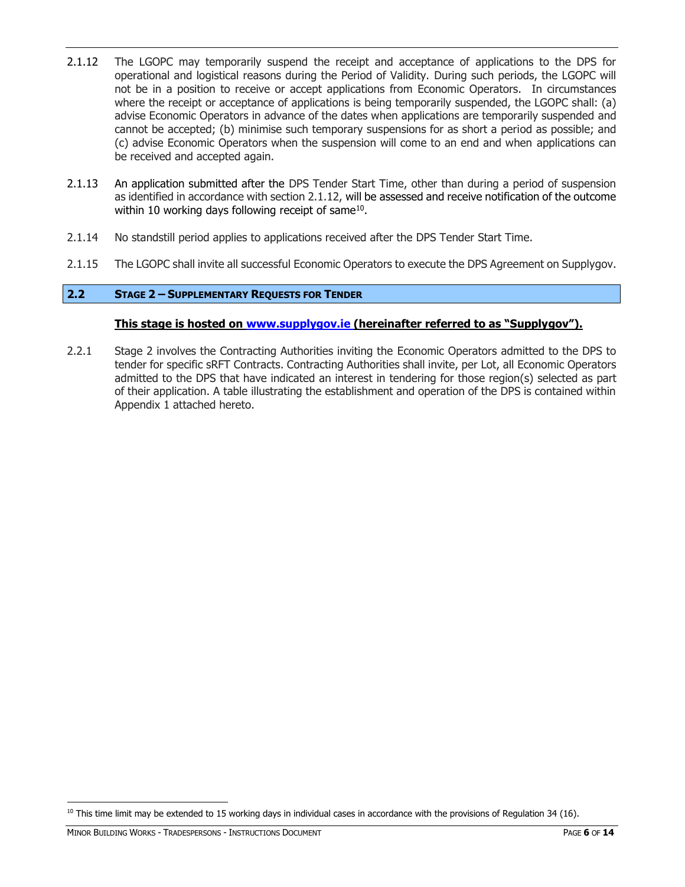2.1.12 The LGOPC may temporarily suspend the receipt and acceptance of applications to the DPS for operational and logistical reasons during the Period of Validity. During such periods, the LGOPC will not be in a position to receive or accept applications from Economic Operators. In circumstances where the receipt or acceptance of applications is being temporarily suspended, the LGOPC shall: (a) advise Economic Operators in advance of the dates when applications are temporarily suspended and cannot be accepted; (b) minimise such temporary suspensions for as short a period as possible; and (c) advise Economic Operators when the suspension will come to an end and when applications can be received and accepted again.

2.1.13 An application submitted after the DPS Tender Start Time, other than during a period of suspension as identified in accordance with section 2.1.12, will be assessed and receive notification of the outcome within 10 working days following receipt of same[10].

2.1.14 No standstill period applies to applications received after the DPS Tender Start Time.

2.1.15 The LGOPC shall invite all successful Economic Operators to execute the DPS Agreement on Supplygov.

## 2.2 STAGE 2 – SUPPLEMENTARY REQUESTS FOR TENDER

**This stage is hosted on www.supplygov.ie (hereinafter referred to as "Supplygov").**

2.2.1 Stage 2 involves the Contracting Authorities inviting the Economic Operators admitted to the DPS to tender for specific sRFT Contracts. Contracting Authorities shall invite, per Lot, all Economic Operators admitted to the DPS that have indicated an interest in tendering for those region(s) selected as part of their application. A table illustrating the establishment and operation of the DPS is contained within Appendix 1 attached hereto.

[10] This time limit may be extended to 15 working days in individual cases in accordance with the provisions of Regulation 34 (16).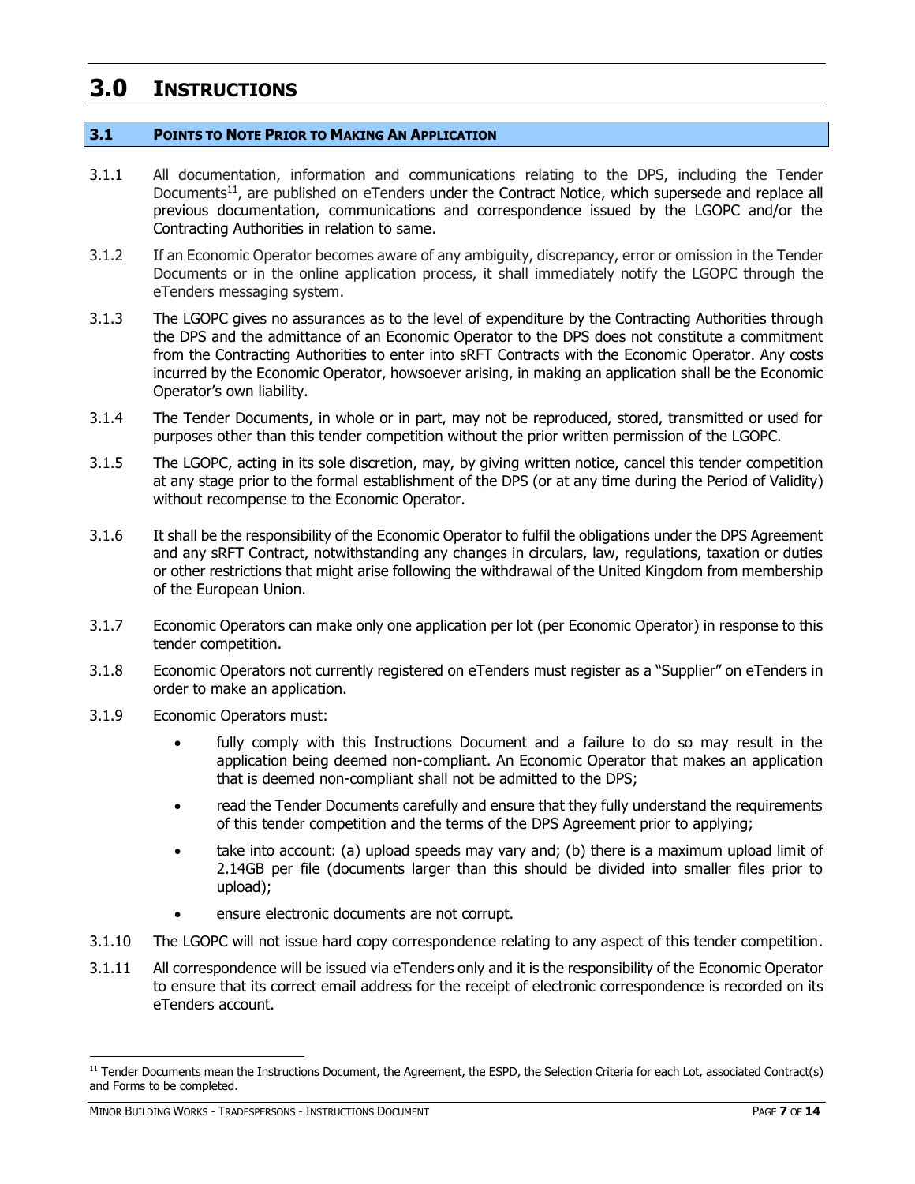# 3.0 Instructions

## 3.1 Points to Note Prior to Making An Application

3.1.1 All documentation, information and communications relating to the DPS, including the Tender Documents[11], are published on eTenders under the Contract Notice, which supersede and replace all previous documentation, communications and correspondence issued by the LGOPC and/or the Contracting Authorities in relation to same.

3.1.2 If an Economic Operator becomes aware of any ambiguity, discrepancy, error or omission in the Tender Documents or in the online application process, it shall immediately notify the LGOPC through the eTenders messaging system.

3.1.3 The LGOPC gives no assurances as to the level of expenditure by the Contracting Authorities through the DPS and the admittance of an Economic Operator to the DPS does not constitute a commitment from the Contracting Authorities to enter into sRFT Contracts with the Economic Operator. Any costs incurred by the Economic Operator, howsoever arising, in making an application shall be the Economic Operator's own liability.

3.1.4 The Tender Documents, in whole or in part, may not be reproduced, stored, transmitted or used for purposes other than this tender competition without the prior written permission of the LGOPC.

3.1.5 The LGOPC, acting in its sole discretion, may, by giving written notice, cancel this tender competition at any stage prior to the formal establishment of the DPS (or at any time during the Period of Validity) without recompense to the Economic Operator.

3.1.6 It shall be the responsibility of the Economic Operator to fulfil the obligations under the DPS Agreement and any sRFT Contract, notwithstanding any changes in circulars, law, regulations, taxation or duties or other restrictions that might arise following the withdrawal of the United Kingdom from membership of the European Union.

3.1.7 Economic Operators can make only one application per lot (per Economic Operator) in response to this tender competition.

3.1.8 Economic Operators not currently registered on eTenders must register as a "Supplier" on eTenders in order to make an application.

3.1.9 Economic Operators must:

- fully comply with this Instructions Document and a failure to do so may result in the application being deemed non-compliant. An Economic Operator that makes an application that is deemed non-compliant shall not be admitted to the DPS;
- read the Tender Documents carefully and ensure that they fully understand the requirements of this tender competition and the terms of the DPS Agreement prior to applying;
- take into account: (a) upload speeds may vary and; (b) there is a maximum upload limit of 2.14GB per file (documents larger than this should be divided into smaller files prior to upload);
- ensure electronic documents are not corrupt.

3.1.10 The LGOPC will not issue hard copy correspondence relating to any aspect of this tender competition.

3.1.11 All correspondence will be issued via eTenders only and it is the responsibility of the Economic Operator to ensure that its correct email address for the receipt of electronic correspondence is recorded on its eTenders account.

---

[11] Tender Documents mean the Instructions Document, the Agreement, the ESPD, the Selection Criteria for each Lot, associated Contract(s) and Forms to be completed.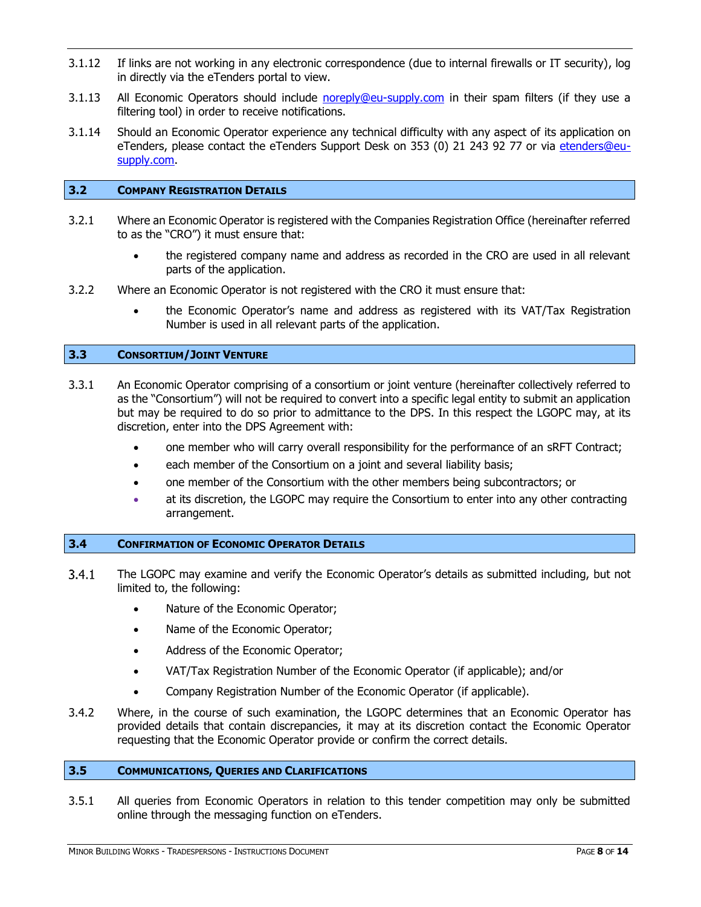3.1.12 If links are not working in any electronic correspondence (due to internal firewalls or IT security), log in directly via the eTenders portal to view.

3.1.13 All Economic Operators should include noreply@eu-supply.com in their spam filters (if they use a filtering tool) in order to receive notifications.

3.1.14 Should an Economic Operator experience any technical difficulty with any aspect of its application on eTenders, please contact the eTenders Support Desk on 353 (0) 21 243 92 77 or via etenders@eu-supply.com.

## 3.2 COMPANY REGISTRATION DETAILS

3.2.1 Where an Economic Operator is registered with the Companies Registration Office (hereinafter referred to as the "CRO") it must ensure that:

- the registered company name and address as recorded in the CRO are used in all relevant parts of the application.

3.2.2 Where an Economic Operator is not registered with the CRO it must ensure that:

- the Economic Operator's name and address as registered with its VAT/Tax Registration Number is used in all relevant parts of the application.

## 3.3 CONSORTIUM/JOINT VENTURE

3.3.1 An Economic Operator comprising of a consortium or joint venture (hereinafter collectively referred to as the "Consortium") will not be required to convert into a specific legal entity to submit an application but may be required to do so prior to admittance to the DPS. In this respect the LGOPC may, at its discretion, enter into the DPS Agreement with:

- one member who will carry overall responsibility for the performance of an sRFT Contract;
- each member of the Consortium on a joint and several liability basis;
- one member of the Consortium with the other members being subcontractors; or
- at its discretion, the LGOPC may require the Consortium to enter into any other contracting arrangement.

## 3.4 CONFIRMATION OF ECONOMIC OPERATOR DETAILS

3.4.1 The LGOPC may examine and verify the Economic Operator's details as submitted including, but not limited to, the following:

- Nature of the Economic Operator;
- Name of the Economic Operator;
- Address of the Economic Operator;
- VAT/Tax Registration Number of the Economic Operator (if applicable); and/or
- Company Registration Number of the Economic Operator (if applicable).

3.4.2 Where, in the course of such examination, the LGOPC determines that an Economic Operator has provided details that contain discrepancies, it may at its discretion contact the Economic Operator requesting that the Economic Operator provide or confirm the correct details.

## 3.5 COMMUNICATIONS, QUERIES AND CLARIFICATIONS

3.5.1 All queries from Economic Operators in relation to this tender competition may only be submitted online through the messaging function on eTenders.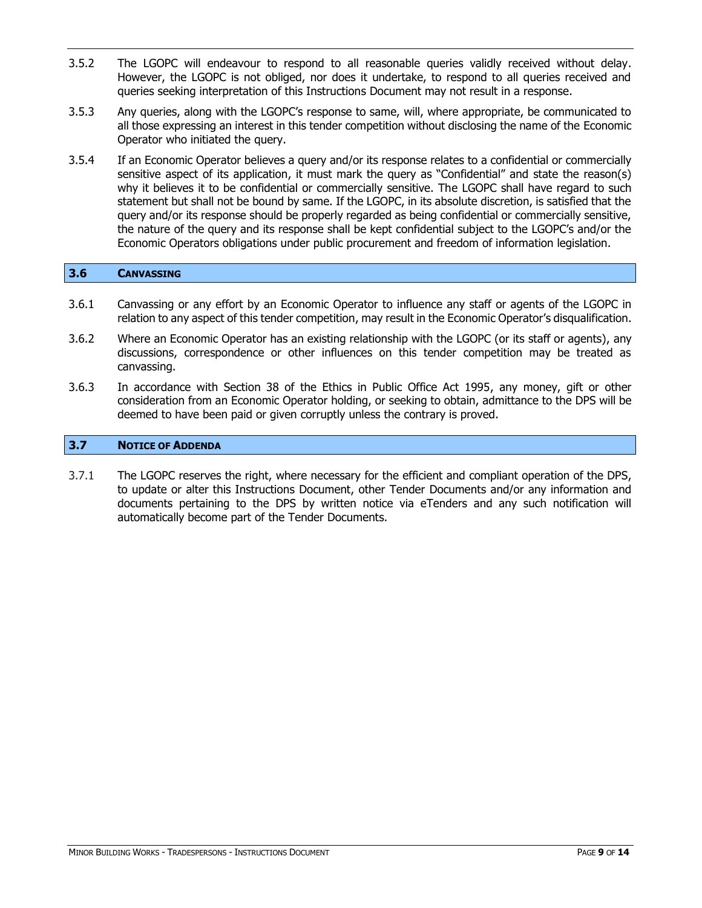3.5.2 The LGOPC will endeavour to respond to all reasonable queries validly received without delay. However, the LGOPC is not obliged, nor does it undertake, to respond to all queries received and queries seeking interpretation of this Instructions Document may not result in a response.

3.5.3 Any queries, along with the LGOPC's response to same, will, where appropriate, be communicated to all those expressing an interest in this tender competition without disclosing the name of the Economic Operator who initiated the query.

3.5.4 If an Economic Operator believes a query and/or its response relates to a confidential or commercially sensitive aspect of its application, it must mark the query as "Confidential" and state the reason(s) why it believes it to be confidential or commercially sensitive. The LGOPC shall have regard to such statement but shall not be bound by same. If the LGOPC, in its absolute discretion, is satisfied that the query and/or its response should be properly regarded as being confidential or commercially sensitive, the nature of the query and its response shall be kept confidential subject to the LGOPC's and/or the Economic Operators obligations under public procurement and freedom of information legislation.

## 3.6 CANVASSING

3.6.1 Canvassing or any effort by an Economic Operator to influence any staff or agents of the LGOPC in relation to any aspect of this tender competition, may result in the Economic Operator's disqualification.

3.6.2 Where an Economic Operator has an existing relationship with the LGOPC (or its staff or agents), any discussions, correspondence or other influences on this tender competition may be treated as canvassing.

3.6.3 In accordance with Section 38 of the Ethics in Public Office Act 1995, any money, gift or other consideration from an Economic Operator holding, or seeking to obtain, admittance to the DPS will be deemed to have been paid or given corruptly unless the contrary is proved.

## 3.7 NOTICE OF ADDENDA

3.7.1 The LGOPC reserves the right, where necessary for the efficient and compliant operation of the DPS, to update or alter this Instructions Document, other Tender Documents and/or any information and documents pertaining to the DPS by written notice via eTenders and any such notification will automatically become part of the Tender Documents.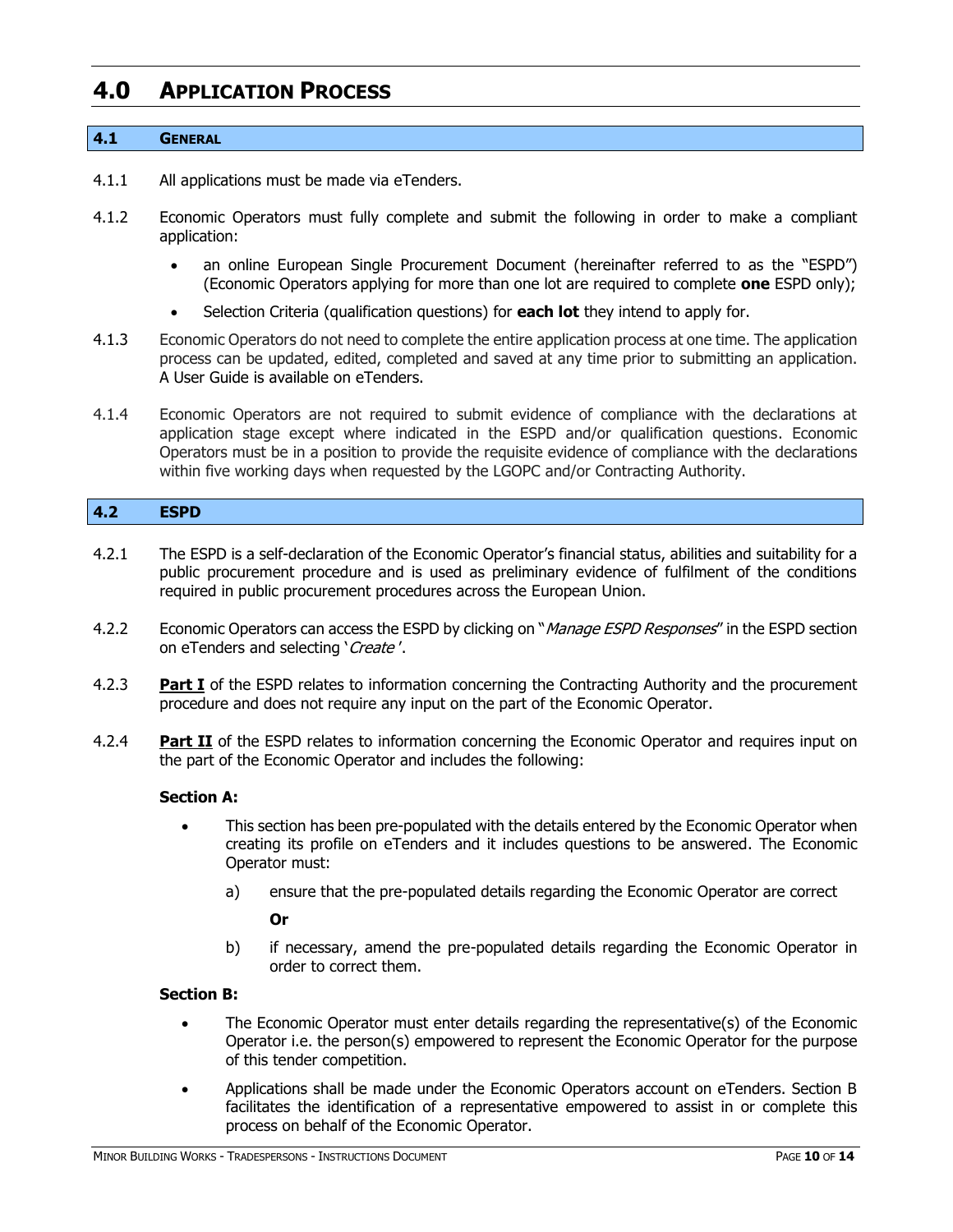# 4.0 Application Process

## 4.1 General

4.1.1 All applications must be made via eTenders.

4.1.2 Economic Operators must fully complete and submit the following in order to make a compliant application:

- an online European Single Procurement Document (hereinafter referred to as the "ESPD") (Economic Operators applying for more than one lot are required to complete **one** ESPD only);
- Selection Criteria (qualification questions) for **each lot** they intend to apply for.

4.1.3 Economic Operators do not need to complete the entire application process at one time. The application process can be updated, edited, completed and saved at any time prior to submitting an application. A User Guide is available on eTenders.

4.1.4 Economic Operators are not required to submit evidence of compliance with the declarations at application stage except where indicated in the ESPD and/or qualification questions. Economic Operators must be in a position to provide the requisite evidence of compliance with the declarations within five working days when requested by the LGOPC and/or Contracting Authority.

## 4.2 ESPD

4.2.1 The ESPD is a self-declaration of the Economic Operator's financial status, abilities and suitability for a public procurement procedure and is used as preliminary evidence of fulfilment of the conditions required in public procurement procedures across the European Union.

4.2.2 Economic Operators can access the ESPD by clicking on "*Manage ESPD Responses*" in the ESPD section on eTenders and selecting '*Create*'.

4.2.3 **Part I** of the ESPD relates to information concerning the Contracting Authority and the procurement procedure and does not require any input on the part of the Economic Operator.

4.2.4 **Part II** of the ESPD relates to information concerning the Economic Operator and requires input on the part of the Economic Operator and includes the following:

**Section A:**

- This section has been pre-populated with the details entered by the Economic Operator when creating its profile on eTenders and it includes questions to be answered. The Economic Operator must:

  a) ensure that the pre-populated details regarding the Economic Operator are correct

  **Or**

  b) if necessary, amend the pre-populated details regarding the Economic Operator in order to correct them.

**Section B:**

- The Economic Operator must enter details regarding the representative(s) of the Economic Operator i.e. the person(s) empowered to represent the Economic Operator for the purpose of this tender competition.
- Applications shall be made under the Economic Operators account on eTenders. Section B facilitates the identification of a representative empowered to assist in or complete this process on behalf of the Economic Operator.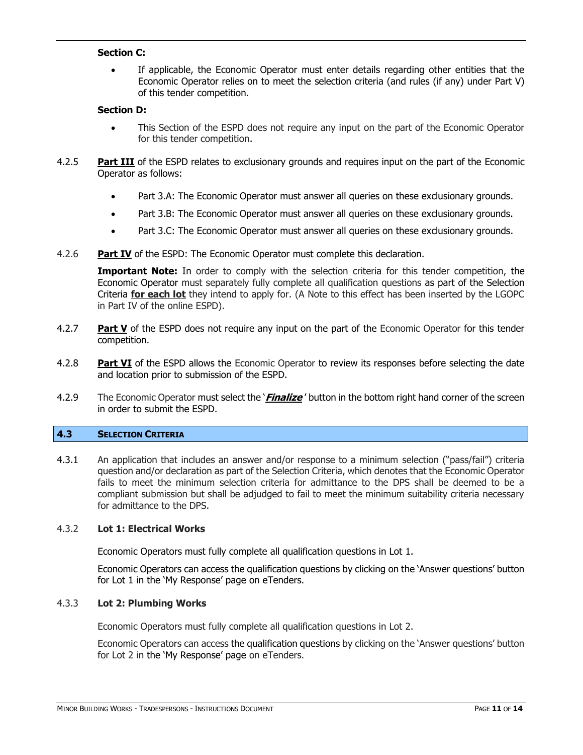**Section C:**

- If applicable, the Economic Operator must enter details regarding other entities that the Economic Operator relies on to meet the selection criteria (and rules (if any) under Part V) of this tender competition.

**Section D:**

- This Section of the ESPD does not require any input on the part of the Economic Operator for this tender competition.

4.2.5 **<u>Part III</u>** of the ESPD relates to exclusionary grounds and requires input on the part of the Economic Operator as follows:

- Part 3.A: The Economic Operator must answer all queries on these exclusionary grounds.
- Part 3.B: The Economic Operator must answer all queries on these exclusionary grounds.
- Part 3.C: The Economic Operator must answer all queries on these exclusionary grounds.

4.2.6 **<u>Part IV</u>** of the ESPD: The Economic Operator must complete this declaration.

**Important Note:** In order to comply with the selection criteria for this tender competition, the Economic Operator must separately fully complete all qualification questions as part of the Selection Criteria **<u>for each lot</u>** they intend to apply for. (A Note to this effect has been inserted by the LGOPC in Part IV of the online ESPD).

4.2.7 **<u>Part V</u>** of the ESPD does not require any input on the part of the Economic Operator for this tender competition.

4.2.8 **<u>Part VI</u>** of the ESPD allows the Economic Operator to review its responses before selecting the date and location prior to submission of the ESPD.

4.2.9 The Economic Operator must select the '***<u>Finalize</u>***' button in the bottom right hand corner of the screen in order to submit the ESPD.

## 4.3 SELECTION CRITERIA

4.3.1 An application that includes an answer and/or response to a minimum selection ("pass/fail") criteria question and/or declaration as part of the Selection Criteria, which denotes that the Economic Operator fails to meet the minimum selection criteria for admittance to the DPS shall be deemed to be a compliant submission but shall be adjudged to fail to meet the minimum suitability criteria necessary for admittance to the DPS.

### 4.3.2 Lot 1: Electrical Works

Economic Operators must fully complete all qualification questions in Lot 1.

Economic Operators can access the qualification questions by clicking on the 'Answer questions' button for Lot 1 in the 'My Response' page on eTenders.

### 4.3.3 Lot 2: Plumbing Works

Economic Operators must fully complete all qualification questions in Lot 2.

Economic Operators can access the qualification questions by clicking on the 'Answer questions' button for Lot 2 in the 'My Response' page on eTenders.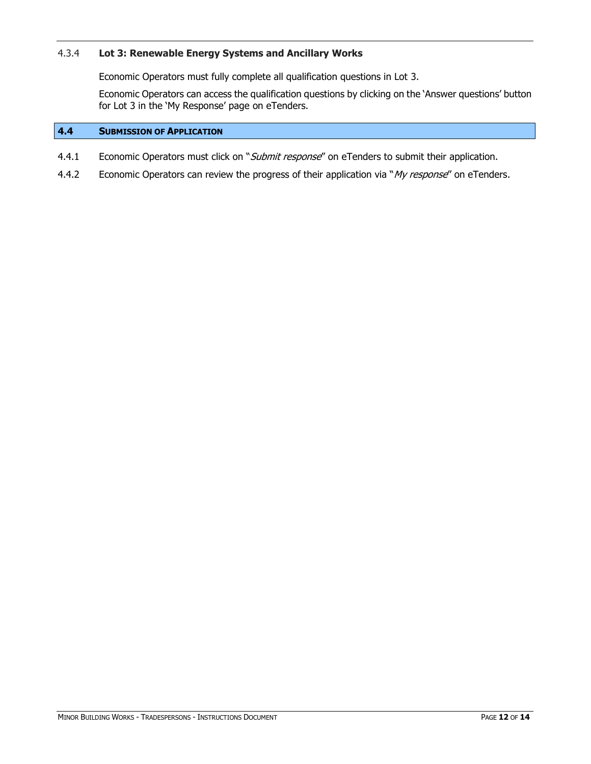#### 4.3.4 **Lot 3: Renewable Energy Systems and Ancillary Works**

Economic Operators must fully complete all qualification questions in Lot 3.

Economic Operators can access the qualification questions by clicking on the 'Answer questions' button for Lot 3 in the 'My Response' page on eTenders.

### 4.4 SUBMISSION OF APPLICATION

4.4.1 Economic Operators must click on "*Submit response*" on eTenders to submit their application.

4.4.2 Economic Operators can review the progress of their application via "*My response*" on eTenders.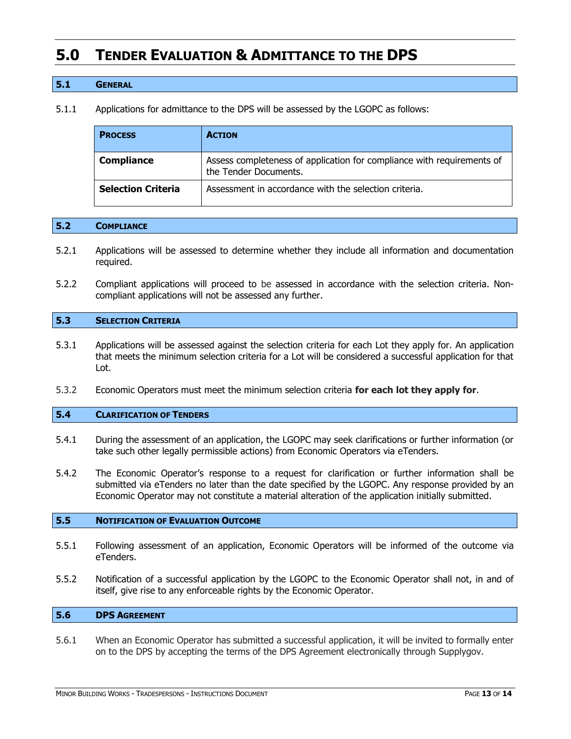# 5.0 Tender Evaluation & Admittance to the DPS

## 5.1 General

5.1.1 Applications for admittance to the DPS will be assessed by the LGOPC as follows:

| **Process** | **Action** |
|---|---|
| **Compliance** | Assess completeness of application for compliance with requirements of the Tender Documents. |
| **Selection Criteria** | Assessment in accordance with the selection criteria. |

## 5.2 Compliance

5.2.1 Applications will be assessed to determine whether they include all information and documentation required.

5.2.2 Compliant applications will proceed to be assessed in accordance with the selection criteria. Non-compliant applications will not be assessed any further.

## 5.3 Selection Criteria

5.3.1 Applications will be assessed against the selection criteria for each Lot they apply for. An application that meets the minimum selection criteria for a Lot will be considered a successful application for that Lot.

5.3.2 Economic Operators must meet the minimum selection criteria **for each lot they apply for**.

## 5.4 Clarification of Tenders

5.4.1 During the assessment of an application, the LGOPC may seek clarifications or further information (or take such other legally permissible actions) from Economic Operators via eTenders.

5.4.2 The Economic Operator's response to a request for clarification or further information shall be submitted via eTenders no later than the date specified by the LGOPC. Any response provided by an Economic Operator may not constitute a material alteration of the application initially submitted.

## 5.5 Notification of Evaluation Outcome

5.5.1 Following assessment of an application, Economic Operators will be informed of the outcome via eTenders.

5.5.2 Notification of a successful application by the LGOPC to the Economic Operator shall not, in and of itself, give rise to any enforceable rights by the Economic Operator.

## 5.6 DPS Agreement

5.6.1 When an Economic Operator has submitted a successful application, it will be invited to formally enter on to the DPS by accepting the terms of the DPS Agreement electronically through Supplygov.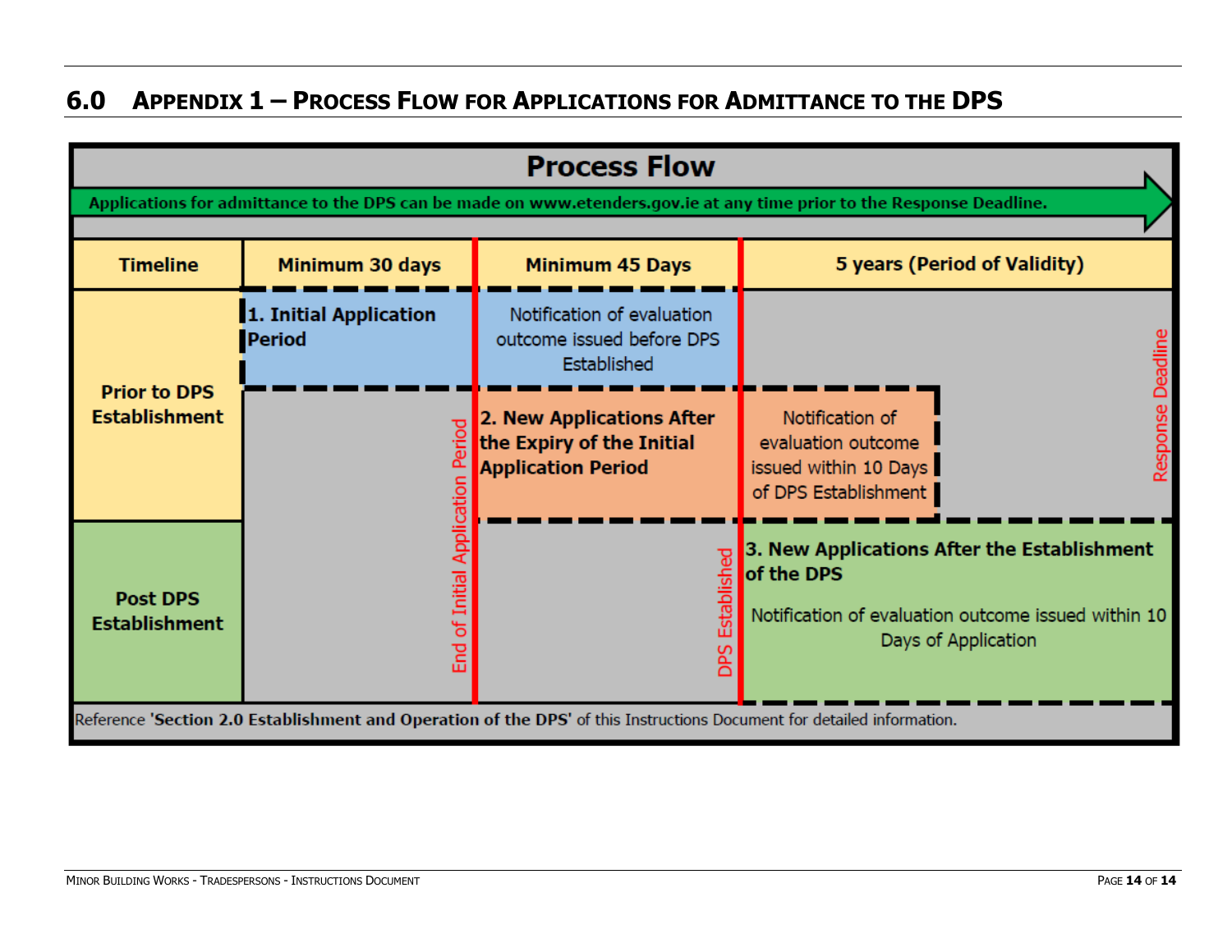## 6.0 Appendix 1 – Process Flow for Applications for Admittance to the DPS

**Process Flow**

**Applications for admittance to the DPS can be made on www.etenders.gov.ie at any time prior to the Response Deadline.**

| Timeline | Minimum 30 days | Minimum 45 Days | 5 years (Period of Validity) |
|---|---|---|---|
| **Prior to DPS Establishment** | **1. Initial Application Period** | Notification of evaluation outcome issued before DPS Established | |
| | | **2. New Applications After the Expiry of the Initial Application Period** | Notification of evaluation outcome issued within 10 Days of DPS Establishment |
| **Post DPS Establishment** | | | **3. New Applications After the Establishment of the DPS**<br><br>Notification of evaluation outcome issued within 10 Days of Application |

End of Initial Application Period

DPS Established

Response Deadline

Reference **'Section 2.0 Establishment and Operation of the DPS'** of this Instructions Document for detailed information.